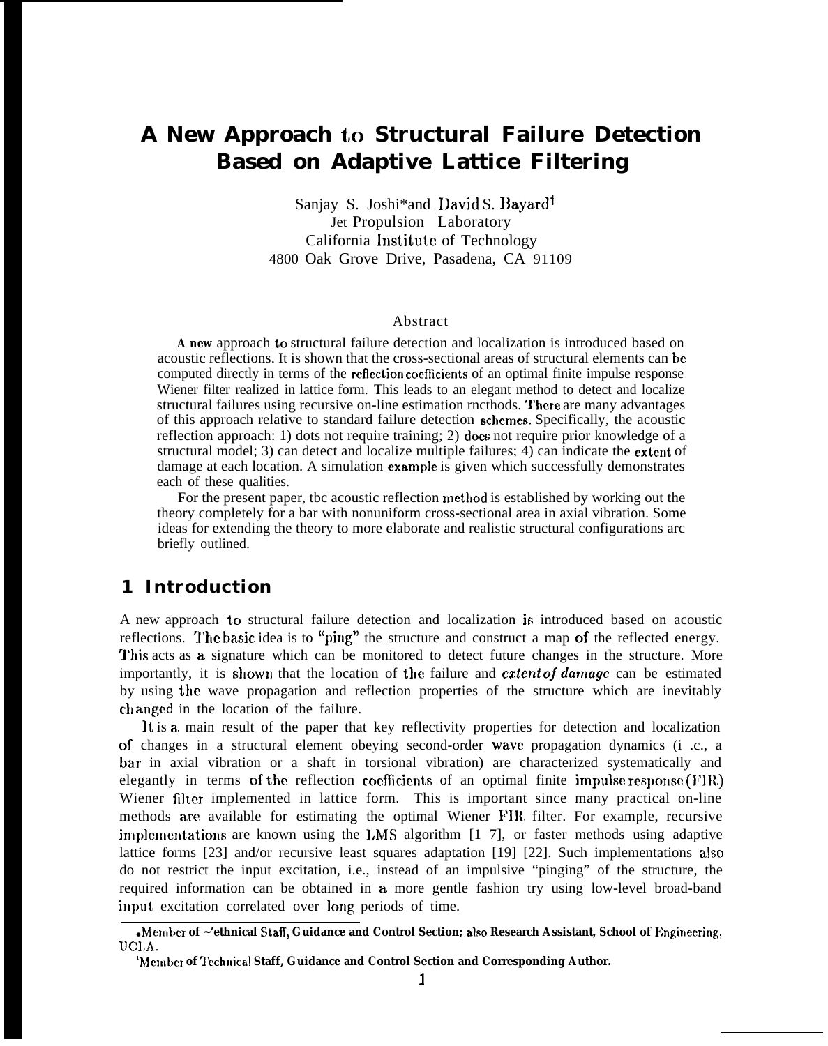# A New Approach to Structural Failure Detection Based on Adaptive Lattice Filtering

Sanjay S. Joshi* and David S. Bayard†
Jet Propulsion Laboratory
California Institute of Technology
4800 Oak Grove Drive, Pasadena, CA 91109

## Abstract

A new approach to structural failure detection and localization is introduced based on acoustic reflections. It is shown that the cross-sectional areas of structural elements can be computed directly in terms of the reflection coefficients of an optimal finite impulse response Wiener filter realized in lattice form. This leads to an elegant method to detect and localize structural failures using recursive on-line estimation methods. There are many advantages of this approach relative to standard failure detection schemes. Specifically, the acoustic reflection approach: 1) dots not require training; 2) does not require prior knowledge of a structural model; 3) can detect and localize multiple failures; 4) can indicate the extent of damage at each location. A simulation example is given which successfully demonstrates each of these qualities.

For the present paper, tbc acoustic reflection method is established by working out the theory completely for a bar with nonuniform cross-sectional area in axial vibration. Some ideas for extending the theory to more elaborate and realistic structural configurations arc briefly outlined.

## 1 Introduction

A new approach to structural failure detection and localization is introduced based on acoustic reflections. The basic idea is to "ping" the structure and construct a map of the reflected energy. This acts as a signature which can be monitored to detect future changes in the structure. More importantly, it is shown that the location of the failure and *extent of damage* can be estimated by using the wave propagation and reflection properties of the structure which are inevitably changed in the location of the failure.

It is a main result of the paper that key reflectivity properties for detection and localization of changes in a structural element obeying second-order wave propagation dynamics (i .c., a bar in axial vibration or a shaft in torsional vibration) are characterized systematically and elegantly in terms of the reflection coefficients of an optimal finite impulse response (FIR) Wiener filter implemented in lattice form. This is important since many practical on-line methods are available for estimating the optimal Wiener FIR filter. For example, recursive implementations are known using the LMS algorithm [1 7], or faster methods using adaptive lattice forms [23] and/or recursive least squares adaptation [19] [22]. Such implementations also do not restrict the input excitation, i.e., instead of an impulsive "pinging" of the structure, the required information can be obtained in a more gentle fashion try using low-level broad-band input excitation correlated over long periods of time.

*Member of ~'ethnical Staff, Guidance and Control Section; also Research Assistant, School of Engineering, UCLA.

†Member of Technical Staff, Guidance and Control Section and Corresponding Author.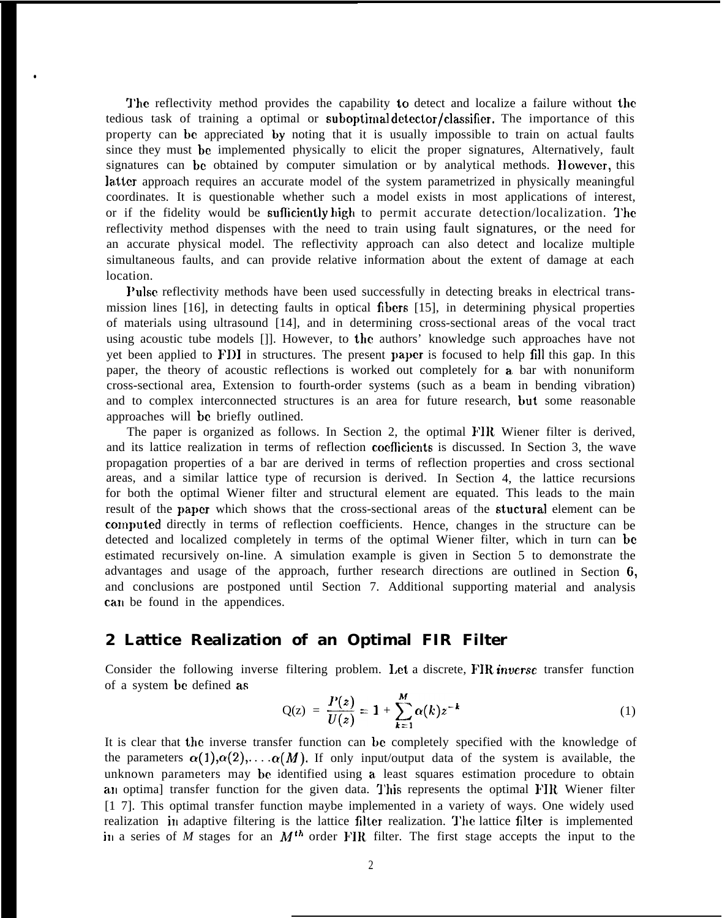The reflectivity method provides the capability to detect and localize a failure without the tedious task of training a optimal or suboptimal detector/classifier. The importance of this property can be appreciated by noting that it is usually impossible to train on actual faults since they must be implemented physically to elicit the proper signatures, Alternatively, fault signatures can be obtained by computer simulation or by analytical methods. However, this latter approach requires an accurate model of the system parametrized in physically meaningful coordinates. It is questionable whether such a model exists in most applications of interest, or if the fidelity would be sufficiently high to permit accurate detection/localization. The reflectivity method dispenses with the need to train using fault signatures, or the need for an accurate physical model. The reflectivity approach can also detect and localize multiple simultaneous faults, and can provide relative information about the extent of damage at each location.

Pulse reflectivity methods have been used successfully in detecting breaks in electrical transmission lines [16], in detecting faults in optical fibers [15], in determining physical properties of materials using ultrasound [14], and in determining cross-sectional areas of the vocal tract using acoustic tube models []]. However, to the authors' knowledge such approaches have not yet been applied to FDI in structures. The present paper is focused to help fill this gap. In this paper, the theory of acoustic reflections is worked out completely for a bar with nonuniform cross-sectional area, Extension to fourth-order systems (such as a beam in bending vibration) and to complex interconnected structures is an area for future research, but some reasonable approaches will be briefly outlined.

The paper is organized as follows. In Section 2, the optimal FIR Wiener filter is derived, and its lattice realization in terms of reflection coefficients is discussed. In Section 3, the wave propagation properties of a bar are derived in terms of reflection properties and cross sectional areas, and a similar lattice type of recursion is derived. In Section 4, the lattice recursions for both the optimal Wiener filter and structural element are equated. This leads to the main result of the paper which shows that the cross-sectional areas of the stuctural element can be computed directly in terms of reflection coefficients. Hence, changes in the structure can be detected and localized completely in terms of the optimal Wiener filter, which in turn can be estimated recursively on-line. A simulation example is given in Section 5 to demonstrate the advantages and usage of the approach, further research directions are outlined in Section 6, and conclusions are postponed until Section 7. Additional supporting material and analysis can be found in the appendices.

## 2 Lattice Realization of an Optimal FIR Filter

Consider the following inverse filtering problem. Let a discrete, FIR *inverse* transfer function of a system be defined as

$$Q(z) = \frac{P(z)}{U(z)} = 1 + \sum_{k=1}^{M} \alpha(k) z^{-k} \tag{1}$$

It is clear that the inverse transfer function can be completely specified with the knowledge of the parameters $\alpha(1), \alpha(2), \ldots \alpha(M)$. If only input/output data of the system is available, the unknown parameters may be identified using a least squares estimation procedure to obtain an optima] transfer function for the given data. This represents the optimal FIR Wiener filter [1 7]. This optimal transfer function maybe implemented in a variety of ways. One widely used realization in adaptive filtering is the lattice filter realization. The lattice filter is implemented in a series of $M$ stages for an $M^{th}$ order FIR filter. The first stage accepts the input to the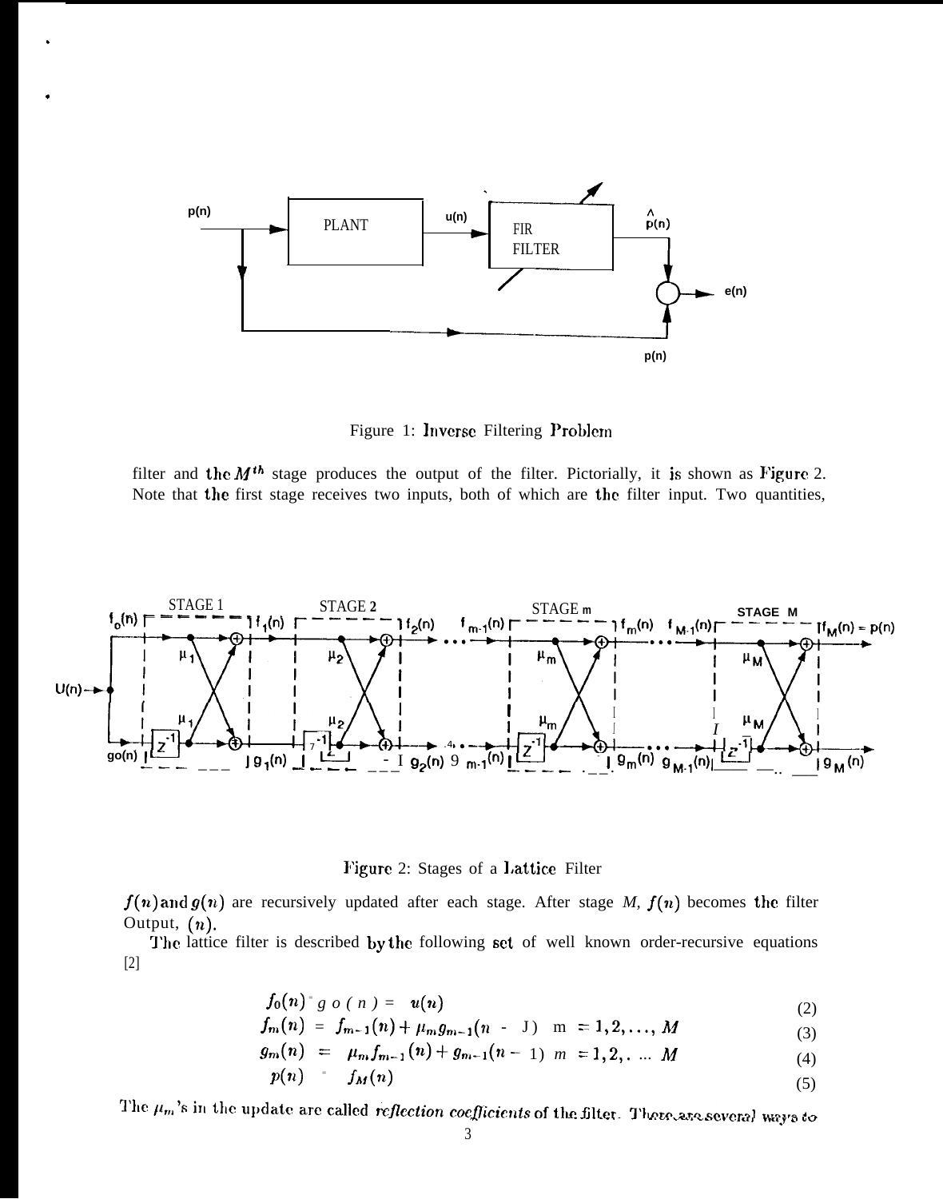Figure 1: Inverse Filtering Problem

filter and the $M^{th}$ stage produces the output of the filter. Pictorially, it is shown as Figure 2. Note that the first stage receives two inputs, both of which are the filter input. Two quantities,

Figure 2: Stages of a Lattice Filter

$f(n)$ and $g(n)$ are recursively updated after each stage. After stage $M$, $f(n)$ becomes the filter Output, $(n)$.

The lattice filter is described by the following set of well known order-recursive equations [2]

$$f_0(n) = g_0(n) = u(n) \tag{2}$$

$$f_m(n) = f_{m-1}(n) + \mu_m g_{m-1}(n-1) \quad m = 1, 2, \ldots, M \tag{3}$$

$$g_m(n) = \mu_m f_{m-1}(n) + g_{m-1}(n-1) \quad m = 1, 2, \ldots M \tag{4}$$

$$p(n) = f_M(n) \tag{5}$$

The $\mu_m$'s in the update are called *reflection coefficients* of the filter. There are several ways to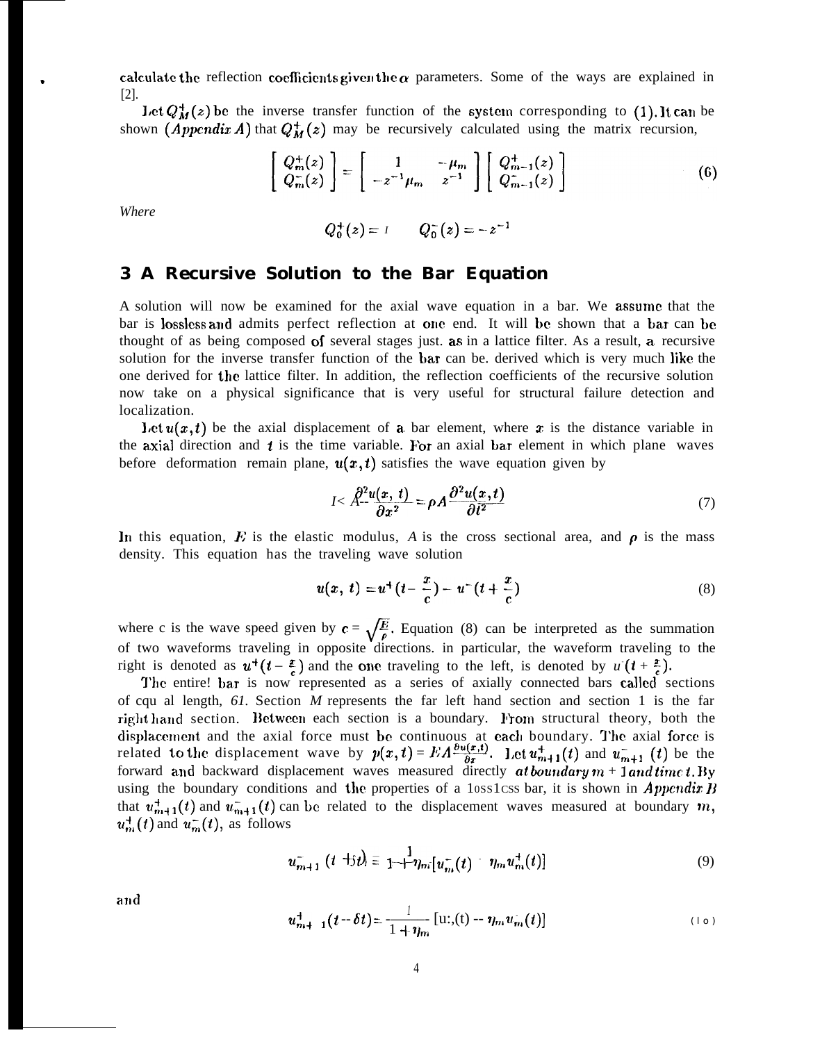calculate the reflection coefficients given the $\alpha$ parameters. Some of the ways are explained in [2].

Let $Q_M^+(z)$ be the inverse transfer function of the system corresponding to (1). It can be shown (*Appendix A*) that $Q_M^+(z)$ may be recursively calculated using the matrix recursion,

$$\begin{bmatrix} Q_m^+(z) \\ Q_m^-(z) \end{bmatrix} = \begin{bmatrix} 1 & -\mu_m \\ -z^{-1}\mu_m & z^{-1} \end{bmatrix} \begin{bmatrix} Q_{m-1}^+(z) \\ Q_{m-1}^-(z) \end{bmatrix} \tag{6}$$

*Where*

$$Q_0^+(z) = 1 \qquad Q_0^-(z) = -z^{-1}$$

## 3 A Recursive Solution to the Bar Equation

A solution will now be examined for the axial wave equation in a bar. We assume that the bar is lossless and admits perfect reflection at one end. It will be shown that a bar can be thought of as being composed of several stages just as in a lattice filter. As a result, a recursive solution for the inverse transfer function of the bar can be derived which is very much like the one derived for the lattice filter. In addition, the reflection coefficients of the recursive solution now take on a physical significance that is very useful for structural failure detection and localization.

Let $u(x,t)$ be the axial displacement of a bar element, where $x$ is the distance variable in the axial direction and $t$ is the time variable. For an axial bar element in which plane waves before deformation remain plane, $u(x,t)$ satisfies the wave equation given by

$$EA\frac{\partial^2 u(x,t)}{\partial x^2} = \rho A \frac{\partial^2 u(x,t)}{\partial t^2} \tag{7}$$

In this equation, $E$ is the elastic modulus, $A$ is the cross sectional area, and $\rho$ is the mass density. This equation has the traveling wave solution

$$u(x,t) = u^+(t - \frac{x}{c}) - u^-(t + \frac{x}{c}) \tag{8}$$

where c is the wave speed given by $c = \sqrt{\frac{E}{\rho}}$. Equation (8) can be interpreted as the summation of two waveforms traveling in opposite directions. in particular, the waveform traveling to the right is denoted as $u^+(t - \frac{x}{c})$ and the one traveling to the left, is denoted by $u^-(t + \frac{x}{c})$.

The entire bar is now represented as a series of axially connected bars called sections of equal length, $\delta l$. Section *M* represents the far left hand section and section 1 is the far right hand section. Between each section is a boundary. From structural theory, both the displacement and the axial force must be continuous at each boundary. The axial force is related to the displacement wave by $p(x,t) = EA\frac{\partial u(x,t)}{\partial x}$. Let $u_{m+1}^+(t)$ and $u_{m+1}^-(t)$ be the forward and backward displacement waves measured directly *at boundary* $m+1$ *and time* $t$. By using the boundary conditions and the properties of a lossless bar, it is shown in *Appendix B* that $u_{m+1}^+(t)$ and $u_{m+1}^-(t)$ can be related to the displacement waves measured at boundary $m$, $u_m^+(t)$ and $u_m^-(t)$, as follows

$$u_{m+1}^-(t + \delta t) = \frac{1}{1 + \eta_m}[u_m^-(t) - \eta_m u_m^+(t)] \tag{9}$$

and

$$u_{m+1}^+(t - \delta t) = \frac{1}{1 + \eta_m}[u_m^+(t) - \eta_m u_m^-(t)] \tag{10}$$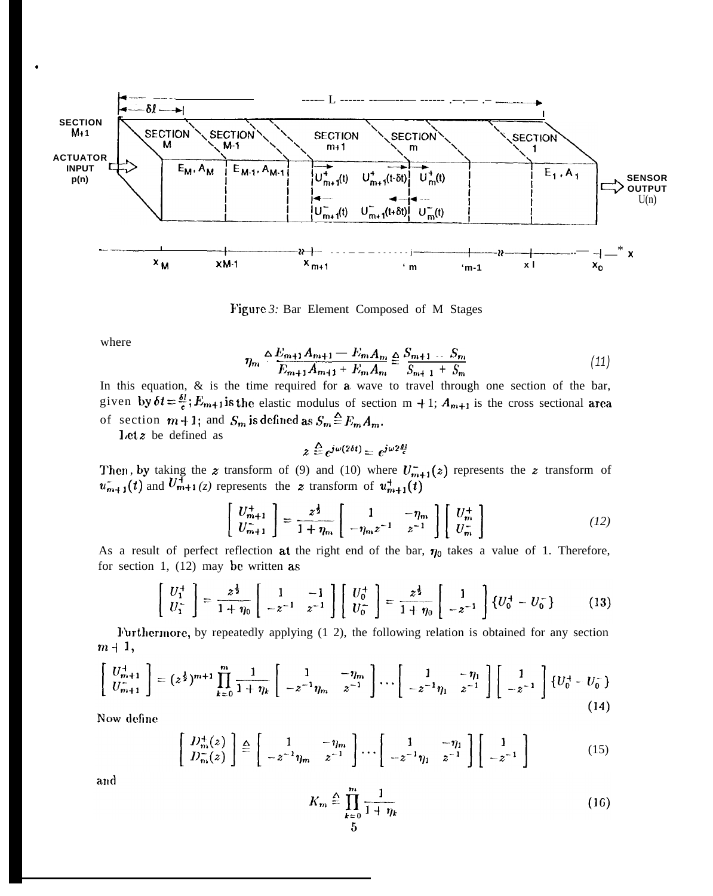Figure 3: Bar Element Composed of M Stages

where

$$\eta_m \triangleq \frac{E_{m+1}A_{m+1} - E_m A_m}{E_{m+1}A_{m+1} + E_m A_m} \triangleq \frac{S_{m+1} - S_m}{S_{m+1} + S_m} \tag{11}$$

In this equation, $\delta t$ is the time required for a wave to travel through one section of the bar, given by $\delta t = \frac{\delta l}{c}$; $E_{m+1}$ is the elastic modulus of section m + 1; $A_{m+1}$ is the cross sectional area of section $m+1$; and $S_m$ is defined as $S_m \triangleq E_m A_m$.

Let $z$ be defined as

$$z \triangleq e^{j\omega(2\delta t)} = e^{j\omega 2\frac{\delta l}{c}}$$

Then, by taking the $z$ transform of (9) and (10) where $U^-_{m+1}(z)$ represents the $z$ transform of $u^-_{m+1}(t)$ and $U^+_{m+1}(z)$ represents the $z$ transform of $u^+_{m+1}(t)$

$$\begin{bmatrix} U^+_{m+1} \\ U^-_{m+1} \end{bmatrix} = \frac{z^{\frac{1}{2}}}{1+\eta_m} \begin{bmatrix} 1 & -\eta_m \\ -\eta_m z^{-1} & z^{-1} \end{bmatrix} \begin{bmatrix} U^+_m \\ U^-_m \end{bmatrix} \tag{12}$$

As a result of perfect reflection at the right end of the bar, $\eta_0$ takes a value of 1. Therefore, for section 1, (12) may be written as

$$\begin{bmatrix} U^+_1 \\ U^-_1 \end{bmatrix} = \frac{z^{\frac{1}{2}}}{1+\eta_0} \begin{bmatrix} 1 & -1 \\ -z^{-1} & z^{-1} \end{bmatrix} \begin{bmatrix} U^+_0 \\ U^-_0 \end{bmatrix} = \frac{z^{\frac{1}{2}}}{1+\eta_0} \begin{bmatrix} 1 \\ -z^{-1} \end{bmatrix} \{U^+_0 - U^-_0\} \tag{13}$$

Furthermore, by repeatedly applying (12), the following relation is obtained for any section $m+1$,

$$\begin{bmatrix} U^+_{m+1} \\ U^-_{m+1} \end{bmatrix} = (z^{\frac{1}{2}})^{m+1} \prod_{k=0}^{m} \frac{1}{1+\eta_k} \begin{bmatrix} 1 & -\eta_m \\ -z^{-1}\eta_m & z^{-1} \end{bmatrix} \cdots \begin{bmatrix} 1 & -\eta_1 \\ -z^{-1}\eta_1 & z^{-1} \end{bmatrix} \begin{bmatrix} 1 \\ -z^{-1} \end{bmatrix} \{U^+_0 - U^-_0\} \tag{14}$$

Now define

$$\begin{bmatrix} D^+_m(z) \\ D^-_m(z) \end{bmatrix} \triangleq \begin{bmatrix} 1 & -\eta_m \\ -z^{-1}\eta_m & z^{-1} \end{bmatrix} \cdots \begin{bmatrix} 1 & -\eta_1 \\ -z^{-1}\eta_1 & z^{-1} \end{bmatrix} \begin{bmatrix} 1 \\ -z^{-1} \end{bmatrix} \tag{15}$$

and

$$K_m \triangleq \prod_{k=0}^{m} \frac{1}{1+\eta_k} \tag{16}$$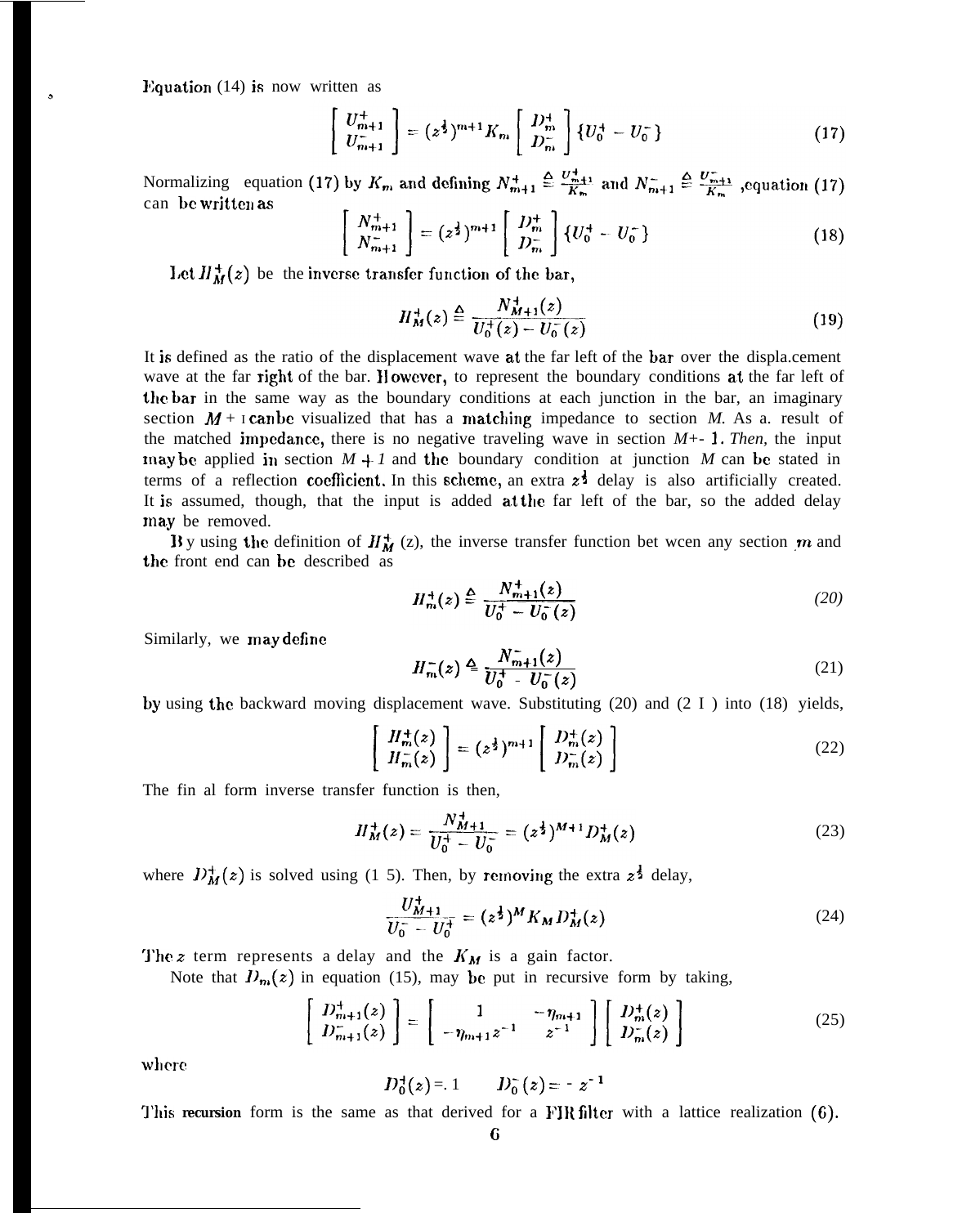Equation (14) is now written as

$$\begin{bmatrix} U_{m+1}^{+} \\ U_{m+1}^{-} \end{bmatrix} = (z^{\frac{1}{2}})^{m+1} K_m \begin{bmatrix} D_m^{+} \\ D_m^{-} \end{bmatrix} \{U_0^{+} - U_0^{-}\} \tag{17}$$

Normalizing equation (17) by $K_m$ and defining $N_{m+1}^{+} \triangleq \frac{U_{m+1}^{+}}{K_m}$ and $N_{m+1}^{-} \triangleq \frac{U_{m+1}^{-}}{K_m}$ ,equation (17) can be written as

$$\begin{bmatrix} N_{m+1}^{+} \\ N_{m+1}^{-} \end{bmatrix} = (z^{\frac{1}{2}})^{m+1} \begin{bmatrix} D_m^{+} \\ D_m^{-} \end{bmatrix} \{U_0^{+} - U_0^{-}\} \tag{18}$$

Let $H_M^{+}(z)$ be the inverse transfer function of the bar,

$$H_M^{+}(z) \triangleq \frac{N_{M+1}^{+}(z)}{U_0^{+}(z) - U_0^{-}(z)} \tag{19}$$

It is defined as the ratio of the displacement wave at the far left of the bar over the displacement wave at the far right of the bar. However, to represent the boundary conditions at the far left of the bar in the same way as the boundary conditions at each junction in the bar, an imaginary section $M+1$ can be visualized that has a matching impedance to section *M*. As a result of the matched impedance, there is no negative traveling wave in section $M+1$. *Then,* the input may be applied in section $M+1$ and the boundary condition at junction *M* can be stated in terms of a reflection coefficient. In this scheme, an extra $z^{\frac{1}{2}}$ delay is also artificially created. It is assumed, though, that the input is added at the far left of the bar, so the added delay may be removed.

By using the definition of $H_M^{+}$ (z), the inverse transfer function between any section $m$ and the front end can be described as

$$H_m^{+}(z) \triangleq \frac{N_{m+1}^{+}(z)}{U_0^{+} - U_0^{-}(z)} \tag{20}$$

Similarly, we may define

$$H_m^{-}(z) \triangleq \frac{N_{m+1}^{-}(z)}{U_0^{+} - U_0^{-}(z)} \tag{21}$$

by using the backward moving displacement wave. Substituting (20) and (21) into (18) yields,

$$\begin{bmatrix} H_m^{+}(z) \\ H_m^{-}(z) \end{bmatrix} = (z^{\frac{1}{2}})^{m+1} \begin{bmatrix} D_m^{+}(z) \\ D_m^{-}(z) \end{bmatrix} \tag{22}$$

The final form inverse transfer function is then,

$$H_M^{+}(z) = \frac{N_{M+1}^{+}}{U_0^{+} - U_0^{-}} = (z^{\frac{1}{2}})^{M+1} D_M^{+}(z) \tag{23}$$

where $D_M^{+}(z)$ is solved using (15). Then, by removing the extra $z^{\frac{1}{2}}$ delay,

$$\frac{U_{M+1}^{+}}{U_0^{-} - U_0^{+}} = (z^{\frac{1}{2}})^{M} K_M D_M^{+}(z) \tag{24}$$

The $z$ term represents a delay and the $K_M$ is a gain factor.

Note that $D_m(z)$ in equation (15), may be put in recursive form by taking,

$$\begin{bmatrix} D_{m+1}^{+}(z) \\ D_{m+1}^{-}(z) \end{bmatrix} = \begin{bmatrix} 1 & -\eta_{m+1} \\ -\eta_{m+1} z^{-1} & z^{-1} \end{bmatrix} \begin{bmatrix} D_m^{+}(z) \\ D_m^{-}(z) \end{bmatrix} \tag{25}$$

where

$$D_0^{+}(z) = 1 \qquad D_0^{-}(z) = -z^{-1}$$

This **recursion** form is the same as that derived for a FIR filter with a lattice realization (6).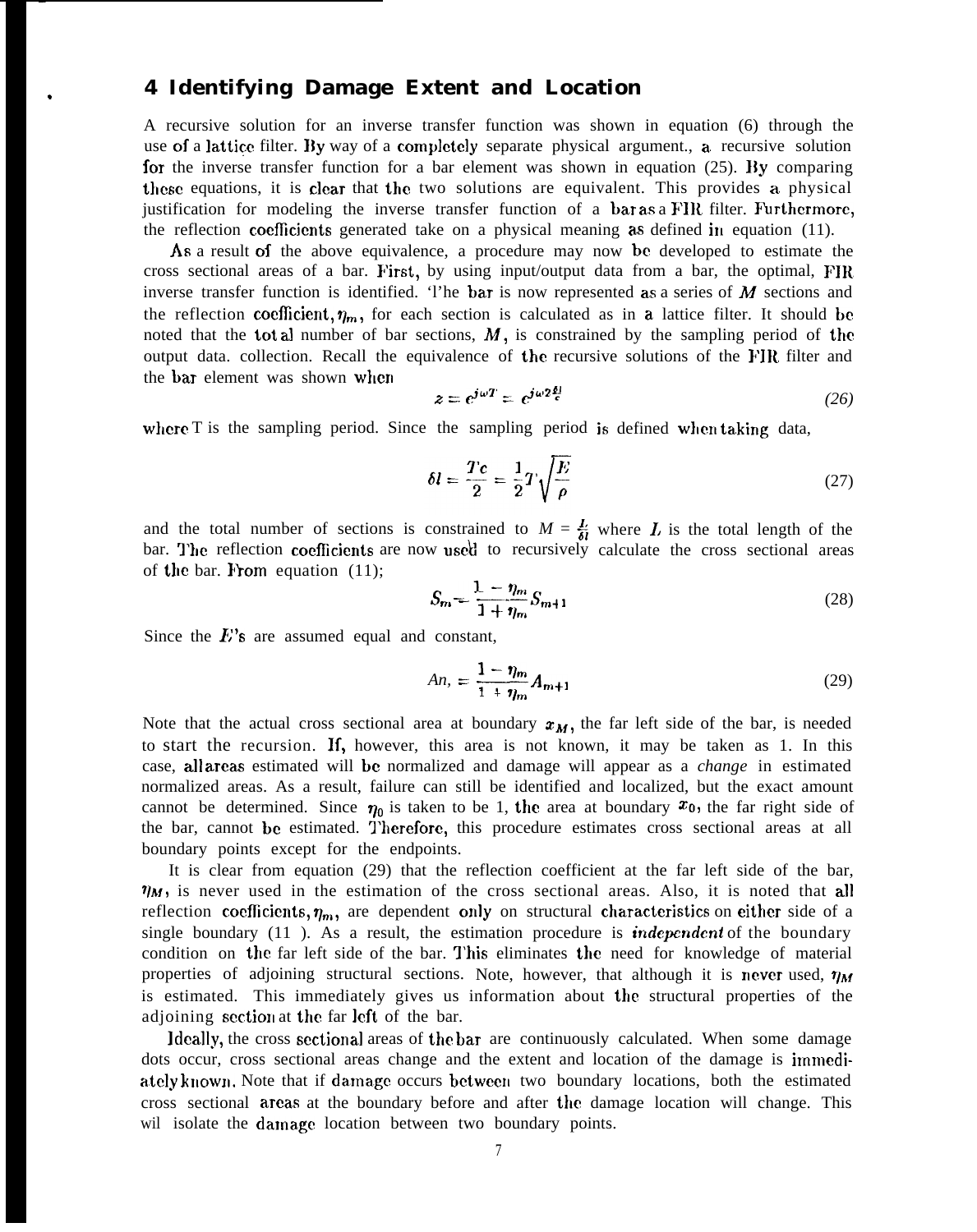## 4 Identifying Damage Extent and Location

A recursive solution for an inverse transfer function was shown in equation (6) through the use of a lattice filter. By way of a completely separate physical argument., a recursive solution for the inverse transfer function for a bar element was shown in equation (25). By comparing these equations, it is clear that the two solutions are equivalent. This provides a physical justification for modeling the inverse transfer function of a bar as a FIR filter. Furthermore, the reflection coefficients generated take on a physical meaning as defined in equation (11).

As a result of the above equivalence, a procedure may now be developed to estimate the cross sectional areas of a bar. First, by using input/output data from a bar, the optimal, FIR inverse transfer function is identified. The bar is now represented as a series of $M$ sections and the reflection coefficient, $\eta_m$, for each section is calculated as in a lattice filter. It should be noted that the total number of bar sections, $M$, is constrained by the sampling period of the output data. collection. Recall the equivalence of the recursive solutions of the FIR filter and the bar element was shown when

$$z = e^{j\omega T} = e^{j\omega 2\frac{\delta l}{c}} \tag{26}$$

where T is the sampling period. Since the sampling period is defined when taking data,

$$\delta l = \frac{Tc}{2} = \frac{1}{2}T\sqrt{\frac{E}{\rho}} \tag{27}$$

and the total number of sections is constrained to $M = \frac{L}{\delta l}$ where $L$ is the total length of the bar. The reflection coefficients are now used to recursively calculate the cross sectional areas of the bar. From equation (11);

$$S_m = \frac{1 - \eta_m}{1 + \eta_m} S_{m+1} \tag{28}$$

Since the $E$'s are assumed equal and constant,

$$A_m = \frac{1 - \eta_m}{1 + \eta_m} A_{m+1} \tag{29}$$

Note that the actual cross sectional area at boundary $x_M$, the far left side of the bar, is needed to start the recursion. If, however, this area is not known, it may be taken as 1. In this case, all areas estimated will be normalized and damage will appear as a *change* in estimated normalized areas. As a result, failure can still be identified and localized, but the exact amount cannot be determined. Since $\eta_0$ is taken to be 1, the area at boundary $x_0$, the far right side of the bar, cannot be estimated. Therefore, this procedure estimates cross sectional areas at all boundary points except for the endpoints.

It is clear from equation (29) that the reflection coefficient at the far left side of the bar, $\eta_M$, is never used in the estimation of the cross sectional areas. Also, it is noted that all reflection coefficients, $\eta_m$, are dependent only on structural characteristics on either side of a single boundary (11). As a result, the estimation procedure is ***independent*** of the boundary condition on the far left side of the bar. This eliminates the need for knowledge of material properties of adjoining structural sections. Note, however, that although it is never used, $\eta_M$ is estimated. This immediately gives us information about the structural properties of the adjoining section at the far left of the bar.

Ideally, the cross sectional areas of the bar are continuously calculated. When some damage does occur, cross sectional areas change and the extent and location of the damage is immediately known. Note that if damage occurs between two boundary locations, both the estimated cross sectional areas at the boundary before and after the damage location will change. This wil isolate the damage location between two boundary points.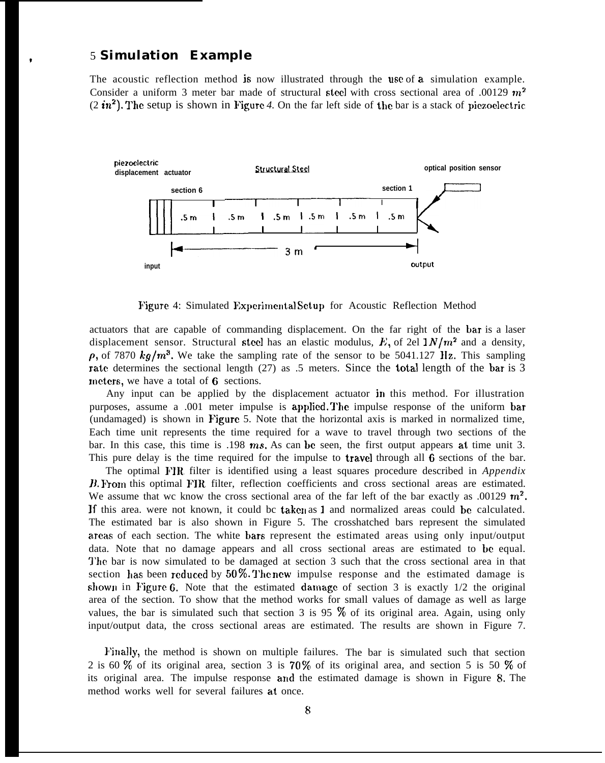## 5 Simulation Example

The acoustic reflection method is now illustrated through the use of a simulation example. Consider a uniform 3 meter bar made of structural steel with cross sectional area of .00129 $m^2$ (2 $in^2$). The setup is shown in Figure 4. On the far left side of the bar is a stack of piezoelectric

Figure 4: Simulated Experimental Setup for Acoustic Reflection Method

actuators that are capable of commanding displacement. On the far right of the bar is a laser displacement sensor. Structural steel has an elastic modulus, $E$, of 2el $1 N/m^2$ and a density, $\rho$, of 7870 $kg/m^3$. We take the sampling rate of the sensor to be 5041.127 Hz. This sampling rate determines the sectional length (27) as .5 meters. Since the total length of the bar is 3 meters, we have a total of 6 sections.

Any input can be applied by the displacement actuator in this method. For illustration purposes, assume a .001 meter impulse is applied. The impulse response of the uniform bar (undamaged) is shown in Figure 5. Note that the horizontal axis is marked in normalized time, Each time unit represents the time required for a wave to travel through two sections of the bar. In this case, this time is .198 $ms$. As can be seen, the first output appears at time unit 3. This pure delay is the time required for the impulse to travel through all 6 sections of the bar.

The optimal FIR filter is identified using a least squares procedure described in *Appendix B*. From this optimal FIR filter, reflection coefficients and cross sectional areas are estimated. We assume that we know the cross sectional area of the far left of the bar exactly as .00129 $m^2$. If this area. were not known, it could be taken as 1 and normalized areas could be calculated. The estimated bar is also shown in Figure 5. The crosshatched bars represent the simulated areas of each section. The white bars represent the estimated areas using only input/output data. Note that no damage appears and all cross sectional areas are estimated to be equal. The bar is now simulated to be damaged at section 3 such that the cross sectional area in that section has been reduced by 50%. The new impulse response and the estimated damage is shown in Figure 6. Note that the estimated damage of section 3 is exactly 1/2 the original area of the section. To show that the method works for small values of damage as well as large values, the bar is simulated such that section 3 is 95 % of its original area. Again, using only input/output data, the cross sectional areas are estimated. The results are shown in Figure 7.

Finally, the method is shown on multiple failures. The bar is simulated such that section 2 is 60 % of its original area, section 3 is 70% of its original area, and section 5 is 50 % of its original area. The impulse response and the estimated damage is shown in Figure 8. The method works well for several failures at once.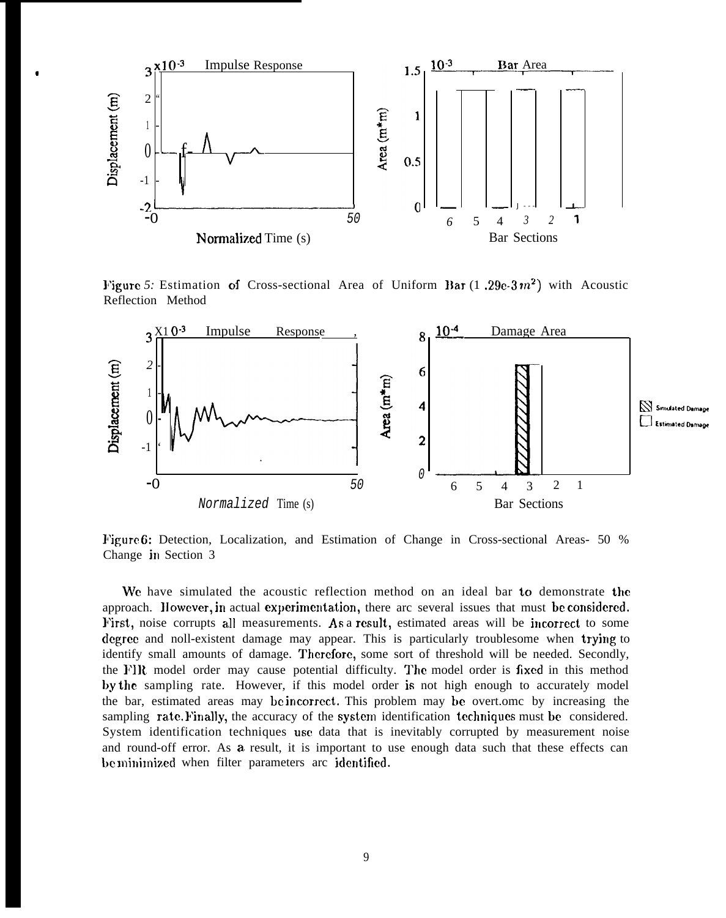Figure 5: Estimation of Cross-sectional Area of Uniform Bar (1.29e-3 $m^2$) with Acoustic Reflection Method

Figure 6: Detection, Localization, and Estimation of Change in Cross-sectional Areas- 50 % Change in Section 3

We have simulated the acoustic reflection method on an ideal bar to demonstrate the approach. However, in actual experimentation, there are several issues that must be considered. First, noise corrupts all measurements. As a result, estimated areas will be incorrect to some degree and non-existent damage may appear. This is particularly troublesome when trying to identify small amounts of damage. Therefore, some sort of threshold will be needed. Secondly, the FIR model order may cause potential difficulty. The model order is fixed in this method by the sampling rate. However, if this model order is not high enough to accurately model the bar, estimated areas may be incorrect. This problem may be overcome by increasing the sampling rate. Finally, the accuracy of the system identification techniques must be considered. System identification techniques use data that is inevitably corrupted by measurement noise and round-off error. As a result, it is important to use enough data such that these effects can be minimized when filter parameters are identified.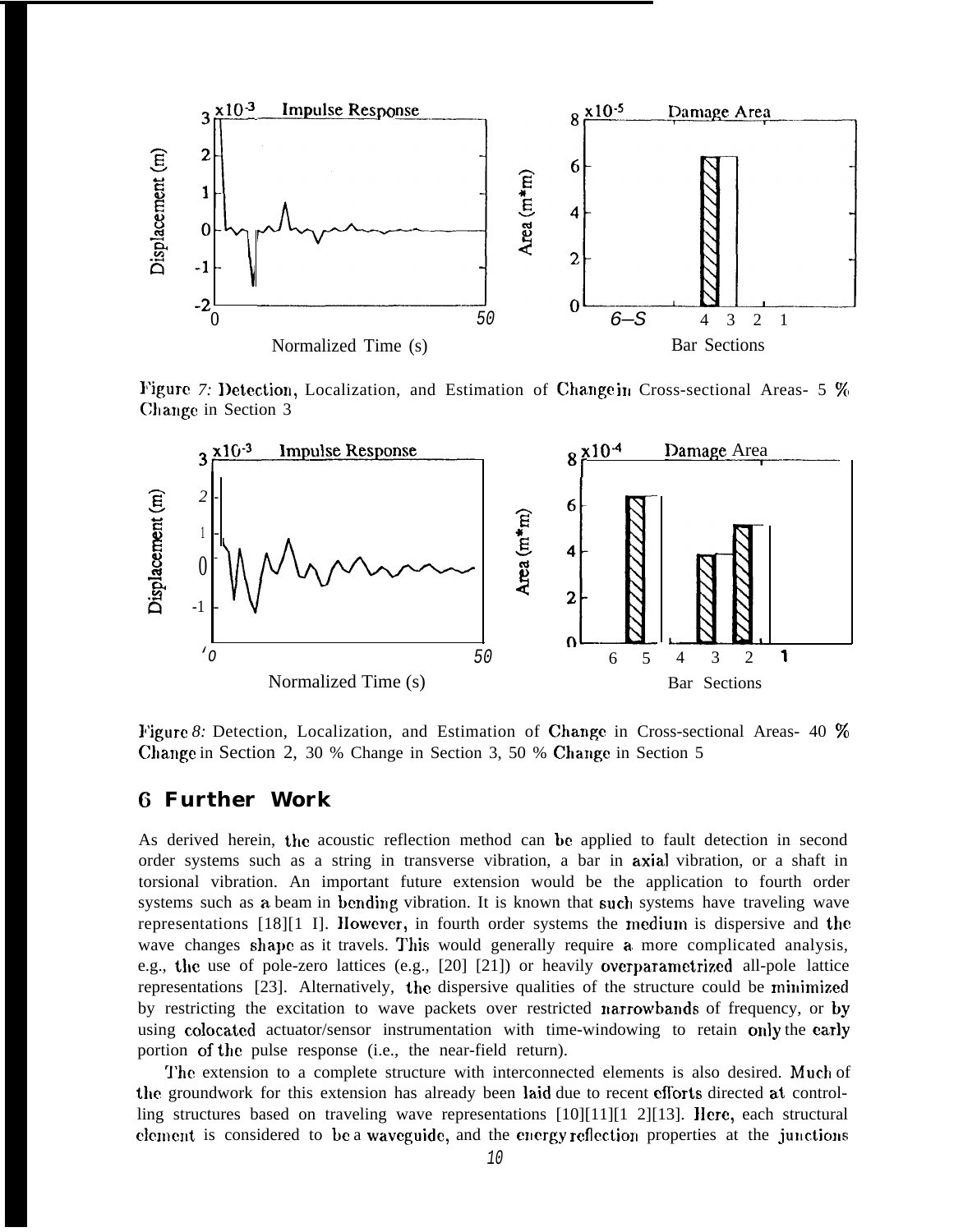Figure 7: Detection, Localization, and Estimation of Change in Cross-sectional Areas- 5 % Change in Section 3

Figure 8: Detection, Localization, and Estimation of Change in Cross-sectional Areas- 40 % Change in Section 2, 30 % Change in Section 3, 50 % Change in Section 5

# 6 Further Work

As derived herein, the acoustic reflection method can be applied to fault detection in second order systems such as a string in transverse vibration, a bar in axial vibration, or a shaft in torsional vibration. An important future extension would be the application to fourth order systems such as a beam in bending vibration. It is known that such systems have traveling wave representations [18][11]. However, in fourth order systems the medium is dispersive and the wave changes shape as it travels. This would generally require a more complicated analysis, e.g., the use of pole-zero lattices (e.g., [20] [21]) or heavily overparametrized all-pole lattice representations [23]. Alternatively, the dispersive qualities of the structure could be minimized by restricting the excitation to wave packets over restricted narrowbands of frequency, or by using colocated actuator/sensor instrumentation with time-windowing to retain only the early portion of the pulse response (i.e., the near-field return).

The extension to a complete structure with interconnected elements is also desired. Much of the groundwork for this extension has already been laid due to recent efforts directed at controlling structures based on traveling wave representations [10][11][12][13]. Here, each structural element is considered to be a waveguide, and the energy reflection properties at the junctions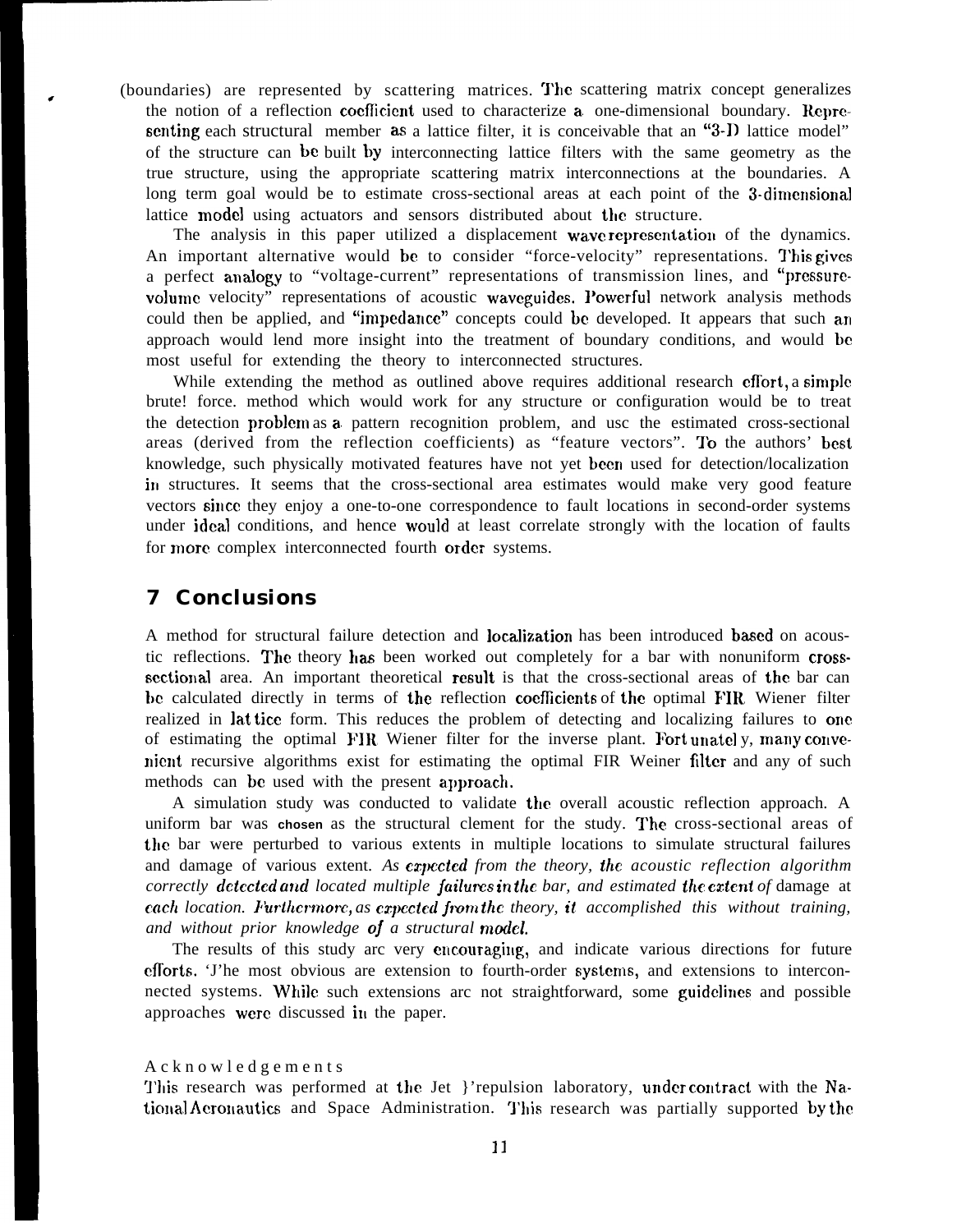(boundaries) are represented by scattering matrices. The scattering matrix concept generalizes the notion of a reflection coefficient used to characterize a one-dimensional boundary. Representing each structural member as a lattice filter, it is conceivable that an "3-D lattice model" of the structure can be built by interconnecting lattice filters with the same geometry as the true structure, using the appropriate scattering matrix interconnections at the boundaries. A long term goal would be to estimate cross-sectional areas at each point of the 3-dimensional lattice model using actuators and sensors distributed about the structure.

The analysis in this paper utilized a displacement wave representation of the dynamics. An important alternative would be to consider "force-velocity" representations. This gives a perfect analogy to "voltage-current" representations of transmission lines, and "pressure-volume velocity" representations of acoustic waveguides. Powerful network analysis methods could then be applied, and "impedance" concepts could be developed. It appears that such an approach would lend more insight into the treatment of boundary conditions, and would be most useful for extending the theory to interconnected structures.

While extending the method as outlined above requires additional research effort, a simple brute! force. method which would work for any structure or configuration would be to treat the detection problem as a pattern recognition problem, and use the estimated cross-sectional areas (derived from the reflection coefficients) as "feature vectors". To the authors' best knowledge, such physically motivated features have not yet been used for detection/localization in structures. It seems that the cross-sectional area estimates would make very good feature vectors since they enjoy a one-to-one correspondence to fault locations in second-order systems under ideal conditions, and hence would at least correlate strongly with the location of faults for more complex interconnected fourth order systems.

## 7 Conclusions

A method for structural failure detection and localization has been introduced based on acoustic reflections. The theory has been worked out completely for a bar with nonuniform cross-sectional area. An important theoretical result is that the cross-sectional areas of the bar can be calculated directly in terms of the reflection coefficients of the optimal FIR Wiener filter realized in lattice form. This reduces the problem of detecting and localizing failures to one of estimating the optimal FIR Wiener filter for the inverse plant. Fortunately, many convenient recursive algorithms exist for estimating the optimal FIR Weiner filter and any of such methods can be used with the present approach.

A simulation study was conducted to validate the overall acoustic reflection approach. A uniform bar was chosen as the structural clement for the study. The cross-sectional areas of the bar were perturbed to various extents in multiple locations to simulate structural failures and damage of various extent. *As expected from the theory, the acoustic reflection algorithm correctly detected and located multiple failures in the bar, and estimated the extent of* damage at *each location. Furthermore, as expected from the theory, it accomplished this without training, and without prior knowledge of a structural model.*

The results of this study are very encouraging, and indicate various directions for future efforts. The most obvious are extension to fourth-order systems, and extensions to interconnected systems. While such extensions are not straightforward, some guidelines and possible approaches were discussed in the paper.

Acknowledgements

This research was performed at the Jet Propulsion laboratory, under contract with the National Aeronautics and Space Administration. This research was partially supported by the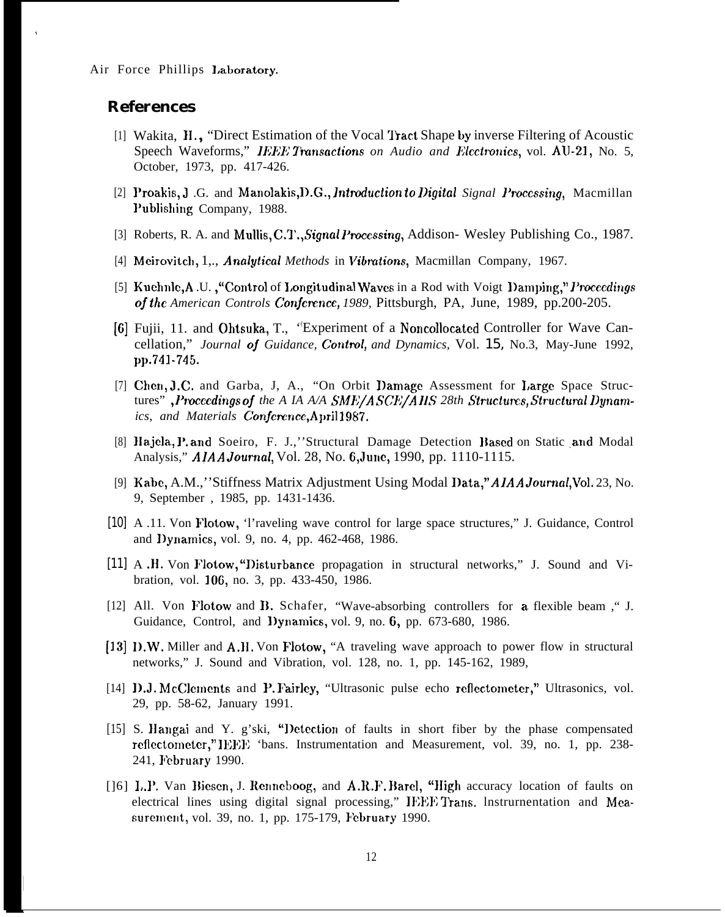Air Force Phillips Laboratory.

## References

[1] Wakita, H., "Direct Estimation of the Vocal Tract Shape by inverse Filtering of Acoustic Speech Waveforms," *IEEE Transactions on Audio and Electronics*, vol. AU-21, No. 5, October, 1973, pp. 417-426.

[2] Proakis, J .G. and Manolakis,D.G., *Introduction to Digital Signal Processing*, Macmillan Publishing Company, 1988.

[3] Roberts, R. A. and Mullis, C.T., *Signal Processing*, Addison- Wesley Publishing Co., 1987.

[4] Meirovitch, 1,., *Analytical Methods in Vibrations*, Macmillan Company, 1967.

[5] Kuehnle,A .U. ,"Control of Longitudinal Waves in a Rod with Voigt Damping," *Proceedings of the American Controls Conference, 1989*, Pittsburgh, PA, June, 1989, pp.200-205.

[6] Fujii, 11. and Ohtsuka, T., "Experiment of a Noncollocated Controller for Wave Cancellation," *Journal of Guidance, Control, and Dynamics*, Vol. 15, No.3, May-June 1992, pp.741-745.

[7] Chen, J.C. and Garba, J, A., "On Orbit Damage Assessment for Large Space Structures" ,*Proceedings of the A IA A/A SME/ASCE/AHS 28th Structures, Structural Dynamics, and Materials Conference*,April 1987.

[8] Hajela, P. and Soeiro, F. J.,''Structural Damage Detection Based on Static and Modal Analysis," *AIAA Journal*, Vol. 28, No. 6,June, 1990, pp. 1110-1115.

[9] Kabe, A.M.,''Stiffness Matrix Adjustment Using Modal Data," *AIAA Journal*,Vol. 23, No. 9, September , 1985, pp. 1431-1436.

[10] A .11. Von Flotow, 'l'raveling wave control for large space structures," J. Guidance, Control and Dynamics, vol. 9, no. 4, pp. 462-468, 1986.

[11] A .H. Von Flotow, "Disturbance propagation in structural networks," J. Sound and Vibration, vol. 106, no. 3, pp. 433-450, 1986.

[12] All. Von Flotow and B. Schafer, "Wave-absorbing controllers for a flexible beam ," J. Guidance, Control, and Dynamics, vol. 9, no. 6, pp. 673-680, 1986.

[13] D.W. Miller and A.H. Von Flotow, "A traveling wave approach to power flow in structural networks," J. Sound and Vibration, vol. 128, no. 1, pp. 145-162, 1989,

[14] D.J. McClements and P. Fairley, "Ultrasonic pulse echo reflectometer," Ultrasonics, vol. 29, pp. 58-62, January 1991.

[15] S. Hangai and Y. g'ski, "Detection of faults in short fiber by the phase compensated reflectometer," IEEE 'bans. Instrumentation and Measurement, vol. 39, no. 1, pp. 238-241, February 1990.

[16] L.P. Van Biesen, J. Renneboog, and A.R.F. Barel, "High accuracy location of faults on electrical lines using digital signal processing," IEEE Trans. lnstrurnentation and Measurement, vol. 39, no. 1, pp. 175-179, February 1990.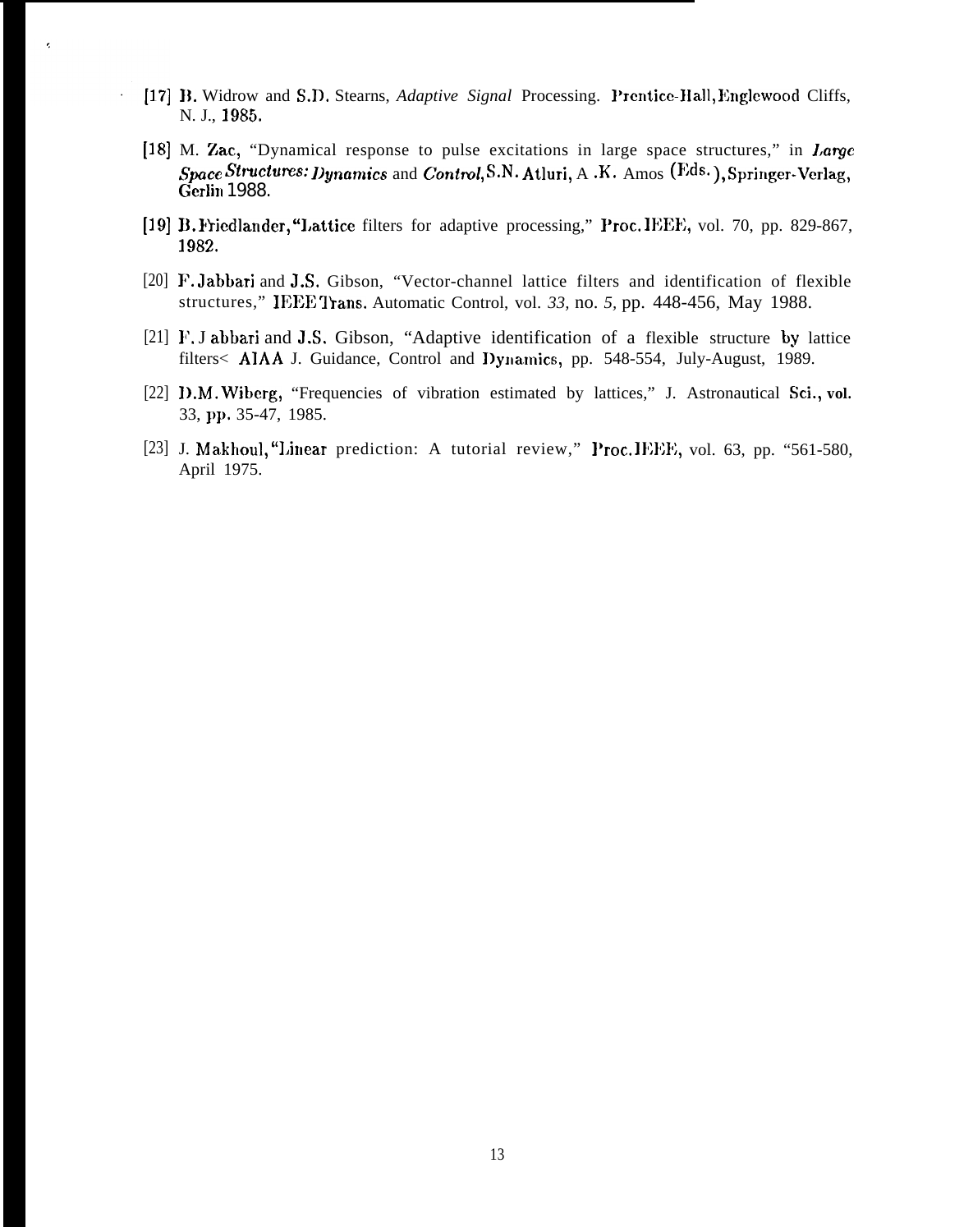[17] B. Widrow and S.D. Stearns, *Adaptive Signal* Processing. Prentice-Hall, Englewood Cliffs, N. J., 1985.

[18] M. Zac, "Dynamical response to pulse excitations in large space structures," in *Large Space Structures: Dynamics* and *Control*, S.N. Atluri, A .K. Amos (Eds.), Springer-Verlag, Gerlin 1988.

[19] B. Friedlander, "Lattice filters for adaptive processing," Proc. IEEE, vol. 70, pp. 829-867, 1982.

[20] F. Jabbari and J.S. Gibson, "Vector-channel lattice filters and identification of flexible structures," IEEE Trans. Automatic Control, vol. *33,* no. *5,* pp. 448-456, May 1988.

[21] F. J abbari and J.S. Gibson, "Adaptive identification of a flexible structure by lattice filters< AIAA J. Guidance, Control and Dynamics, pp. 548-554, July-August, 1989.

[22] D.M. Wiberg, "Frequencies of vibration estimated by lattices," J. Astronautical Sci., vol. 33, pp. 35-47, 1985.

[23] J. Makhoul, "Linear prediction: A tutorial review," Proc. IEEE, vol. 63, pp. "561-580, April 1975.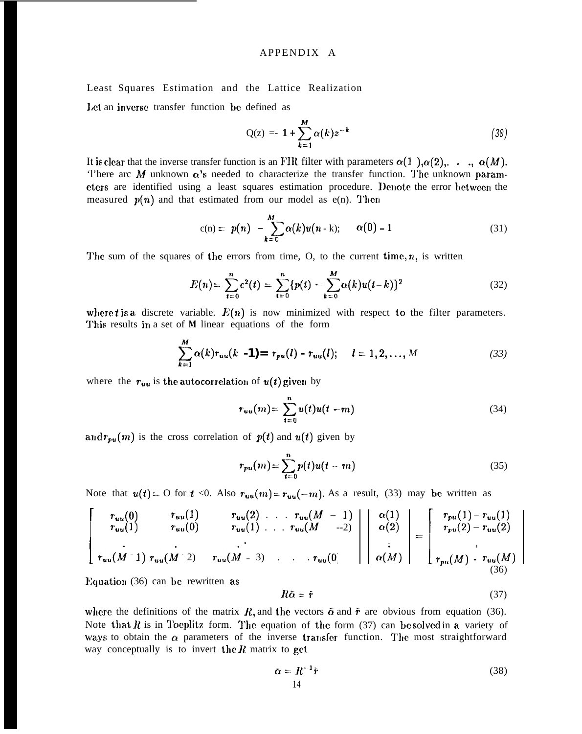# APPENDIX A

## Least Squares Estimation and the Lattice Realization

Let an inverse transfer function be defined as

$$Q(z) = 1 + \sum_{k=1}^{M} \alpha(k) z^{-k} \tag{30}$$

It is clear that the inverse transfer function is an FIR filter with parameters $\alpha(1), \alpha(2), \ldots, \alpha(M)$. There are $M$ unknown $\alpha$'s needed to characterize the transfer function. The unknown parameters are identified using a least squares estimation procedure. Denote the error between the measured $p(n)$ and that estimated from our model as e(n). Then

$$e(n) = p(n) - \sum_{k=0}^{M} \alpha(k) u(n-k); \qquad \alpha(0) = 1 \tag{31}$$

The sum of the squares of the errors from time, 0, to the current time, $n$, is written

$$E(n) = \sum_{t=0}^{n} e^2(t) = \sum_{t=0}^{n} \{p(t) - \sum_{k=0}^{M} \alpha(k) u(t-k)\}^2 \tag{32}$$

where $t$ is a discrete variable. $E(n)$ is now minimized with respect to the filter parameters. This results in a set of **M** linear equations of the form

$$\sum_{k=1}^{M} \alpha(k) r_{uu}(k-l) = r_{pu}(l) - r_{uu}(l); \qquad l = 1, 2, \ldots, M \tag{33}$$

where the $r_{uu}$ is the autocorrelation of $u(t)$ given by

$$r_{uu}(m) = \sum_{t=0}^{n} u(t) u(t-m) \tag{34}$$

and $r_{pu}(m)$ is the cross correlation of $p(t)$ and $u(t)$ given by

$$r_{pu}(m) = \sum_{t=0}^{n} p(t) u(t-m) \tag{35}$$

Note that $u(t) = 0$ for $t < 0$. Also $r_{uu}(m) = r_{uu}(-m)$. As a result, (33) may be written as

$$\begin{bmatrix} r_{uu}(0) & r_{uu}(1) & r_{uu}(2) & \ldots & r_{uu}(M-1) \\ r_{uu}(1) & r_{uu}(0) & r_{uu}(1) & \ldots & r_{uu}(M-2) \\ \vdots & \vdots & \vdots & & \\ r_{uu}(M-1) & r_{uu}(M-2) & r_{uu}(M-3) & \ldots & r_{uu}(0) \end{bmatrix} \begin{bmatrix} \alpha(1) \\ \alpha(2) \\ \vdots \\ \alpha(M) \end{bmatrix} = \begin{bmatrix} r_{pu}(1) - r_{uu}(1) \\ r_{pu}(2) - r_{uu}(2) \\ \vdots \\ r_{pu}(M) - r_{uu}(M) \end{bmatrix} \tag{36}$$

Equation (36) can be rewritten as

$$R\bar{\alpha} = \bar{r} \tag{37}$$

where the definitions of the matrix $R$, and the vectors $\bar{\alpha}$ and $\bar{r}$ are obvious from equation (36). Note that $R$ is in Toeplitz form. The equation of the form (37) can be solved in a variety of ways to obtain the $\alpha$ parameters of the inverse transfer function. The most straightforward way conceptually is to invert the $R$ matrix to get

$$\bar{\alpha} = R^{-1}\bar{r} \tag{38}$$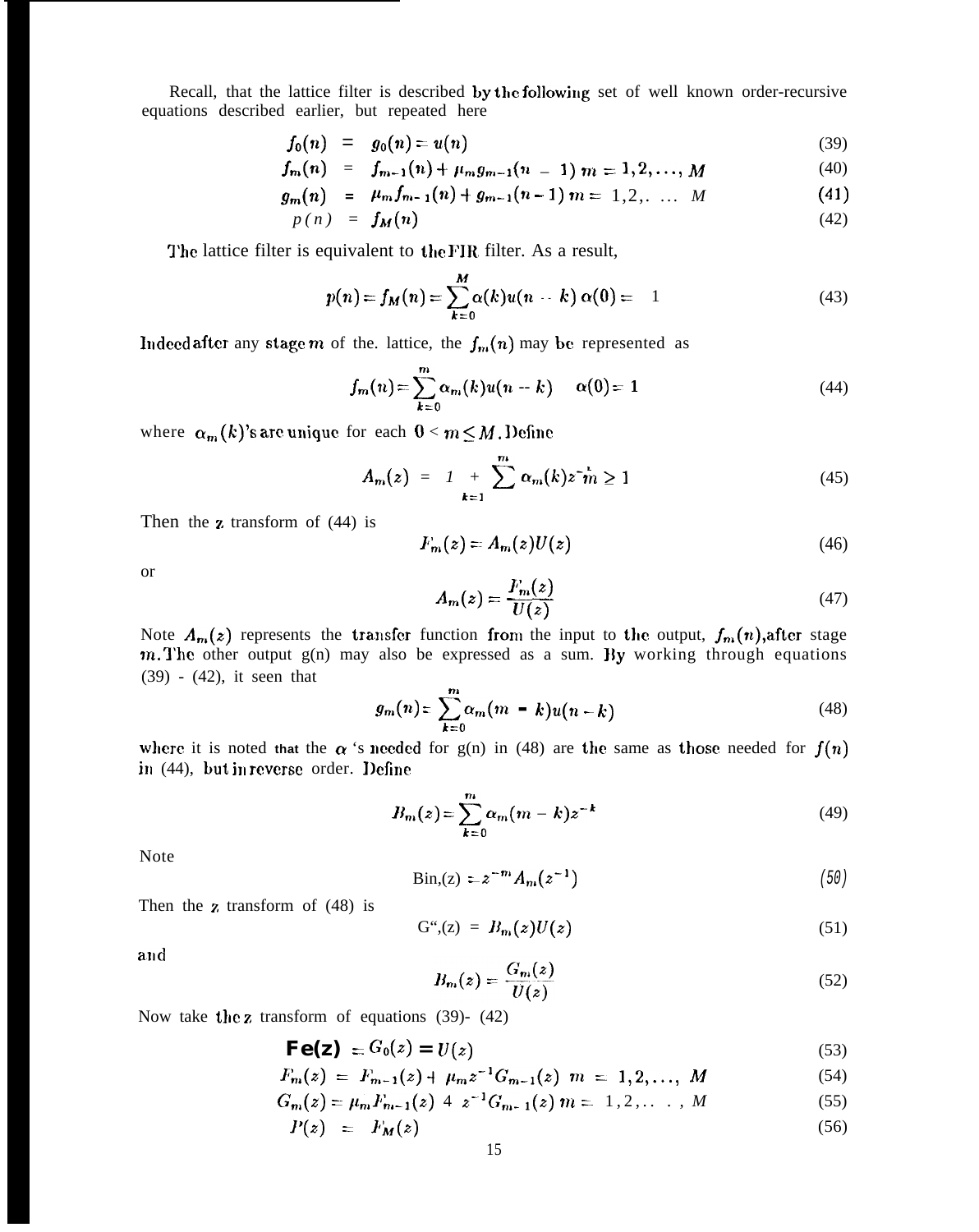Recall, that the lattice filter is described by the following set of well known order-recursive equations described earlier, but repeated here

$$f_0(n) = g_0(n) = u(n) \tag{39}$$

$$f_m(n) = f_{m-1}(n) + \mu_m g_{m-1}(n-1) \quad m = 1,2,\ldots,M \tag{40}$$

$$g_m(n) = \mu_m f_{m-1}(n) + g_{m-1}(n-1) \quad m = 1,2,\ldots M \tag{41}$$

$$p(n) = f_M(n) \tag{42}$$

The lattice filter is equivalent to the FIR filter. As a result,

$$p(n) = f_M(n) = \sum_{k=0}^{M} \alpha(k) u(n-k) \quad \alpha(0) = 1 \tag{43}$$

Indeed after any stage $m$ of the. lattice, the $f_m(n)$ may be represented as

$$f_m(n) = \sum_{k=0}^{m} \alpha_m(k) u(n-k) \quad \alpha(0) = 1 \tag{44}$$

where $\alpha_m(k)$'s are unique for each $0 < m \leq M$. Define

$$A_m(z) = 1 + \sum_{k=1}^{m} \alpha_m(k) z^{-k} \quad m \geq 1 \tag{45}$$

Then the $z$ transform of (44) is

$$F_m(z) = A_m(z) U(z) \tag{46}$$

or

$$A_m(z) = \frac{F_m(z)}{U(z)} \tag{47}$$

Note $A_m(z)$ represents the transfer function from the input to the output, $f_m(n)$, after stage $m$. The other output g(n) may also be expressed as a sum. By working through equations (39) - (42), it seen that

$$g_m(n) = \sum_{k=0}^{m} \alpha_m(m-k) u(n-k) \tag{48}$$

where it is noted that the $\alpha$ 's needed for g(n) in (48) are the same as those needed for $f(n)$ in (44), but in reverse order. Define

$$B_m(z) = \sum_{k=0}^{m} \alpha_m(m-k) z^{-k} \tag{49}$$

Note

$$B_m(z) = z^{-m} A_m(z^{-1}) \tag{50}$$

Then the $z$ transform of (48) is

$$G_m(z) = B_m(z) U(z) \tag{51}$$

and

$$B_m(z) = \frac{G_m(z)}{U(z)} \tag{52}$$

Now take the $z$ transform of equations (39)- (42)

$$F_0(z) = G_0(z) = U(z) \tag{53}$$

$$F_m(z) = F_{m-1}(z) + \mu_m z^{-1} G_{m-1}(z) \quad m = 1,2,\ldots,M \tag{54}$$

$$G_m(z) = \mu_m F_{m-1}(z) + z^{-1} G_{m-1}(z) \quad m = 1,2,\ldots,M \tag{55}$$

$$P(z) = F_M(z) \tag{56}$$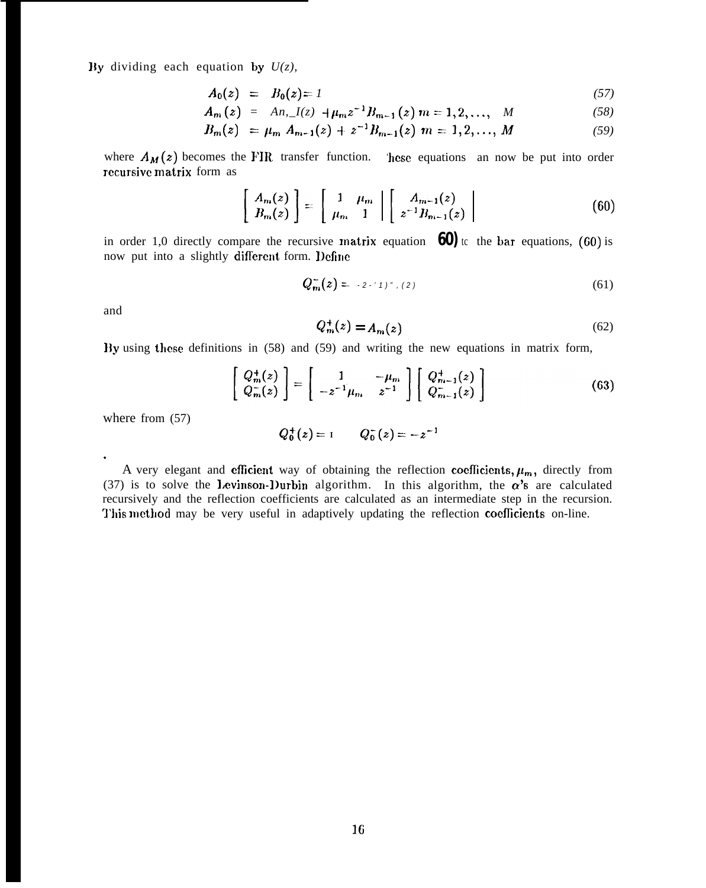By dividing each equation by $U(z)$,

$$A_0(z) = B_0(z) = 1 \tag{57}$$

$$A_m(z) = A_{m-1}(z) + \mu_m z^{-1} B_{m-1}(z) \quad m = 1, 2, \ldots, M \tag{58}$$

$$B_m(z) = \mu_m A_{m-1}(z) + z^{-1} B_{m-1}(z) \quad m = 1, 2, \ldots, M \tag{59}$$

where $A_M(z)$ becomes the FIR transfer function. These equations can now be put into order recursive matrix form as

$$\begin{bmatrix} A_m(z) \\ B_m(z) \end{bmatrix} = \begin{bmatrix} 1 & \mu_m \\ \mu_m & 1 \end{bmatrix} \begin{bmatrix} A_{m-1}(z) \\ z^{-1} B_{m-1}(z) \end{bmatrix} \tag{60}$$

in order to directly compare the recursive matrix equation (60) to the bar equations, (60) is now put into a slightly different form. Define

$$Q_m^-(z) = -z^{-1} B_m(z) \tag{61}$$

and

$$Q_m^+(z) = A_m(z) \tag{62}$$

By using these definitions in (58) and (59) and writing the new equations in matrix form,

$$\begin{bmatrix} Q_m^+(z) \\ Q_m^-(z) \end{bmatrix} = \begin{bmatrix} 1 & -\mu_m \\ -z^{-1}\mu_m & z^{-1} \end{bmatrix} \begin{bmatrix} Q_{m-1}^+(z) \\ Q_{m-1}^-(z) \end{bmatrix} \tag{63}$$

where from (57)

$$Q_0^+(z) = 1 \qquad Q_0^-(z) = -z^{-1}$$

A very elegant and efficient way of obtaining the reflection coefficients, $\mu_m$, directly from (37) is to solve the Levinson-Durbin algorithm. In this algorithm, the $\alpha$'s are calculated recursively and the reflection coefficients are calculated as an intermediate step in the recursion. This method may be very useful in adaptively updating the reflection coefficients on-line.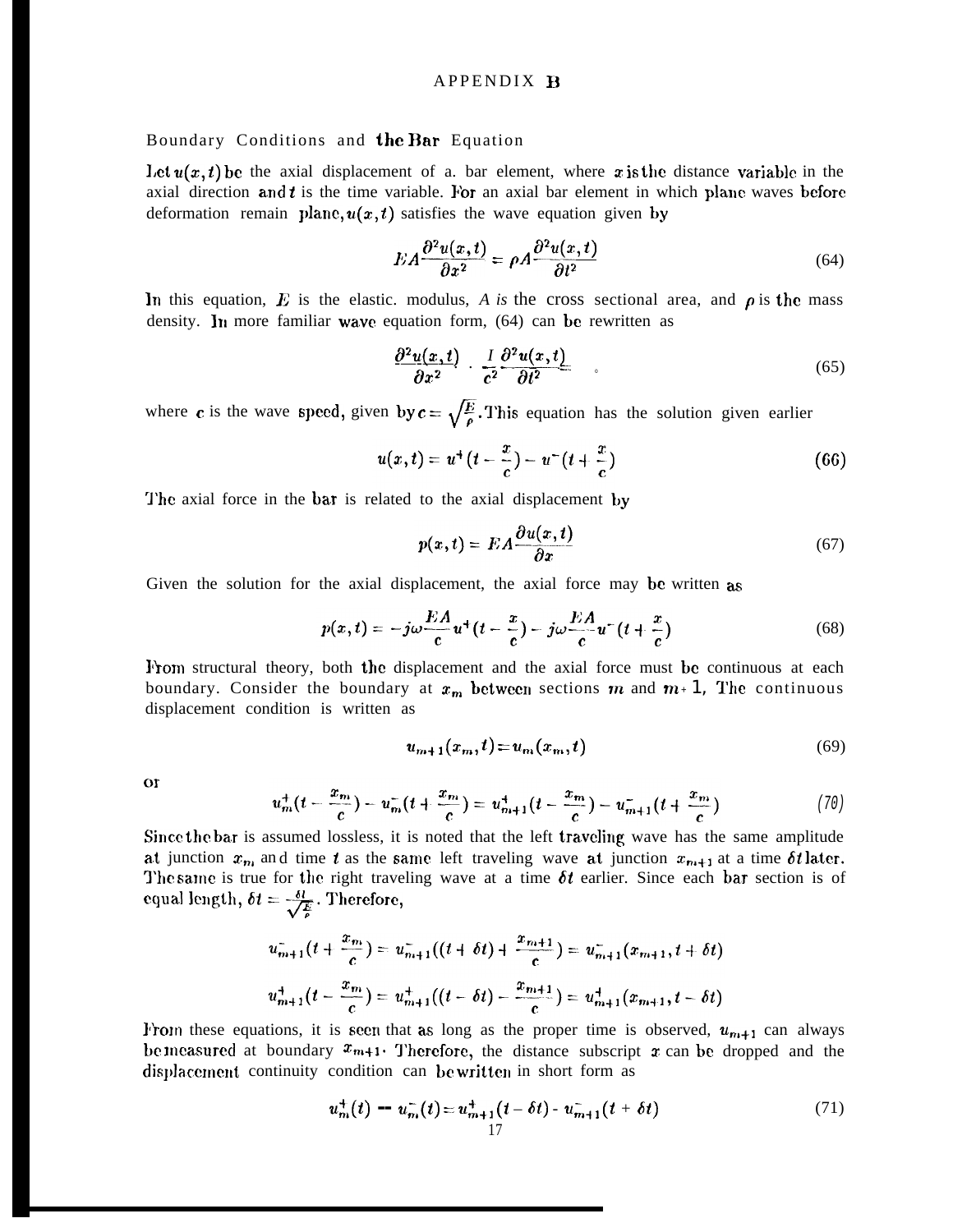# APPENDIX B

## Boundary Conditions and the Bar Equation

Let $u(x,t)$ be the axial displacement of a. bar element, where $x$ is the distance variable in the axial direction and $t$ is the time variable. For an axial bar element in which plane waves before deformation remain plane, $u(x,t)$ satisfies the wave equation given by

$$EA\frac{\partial^2 u(x,t)}{\partial x^2} = \rho A\frac{\partial^2 u(x,t)}{\partial t^2} \tag{64}$$

In this equation, $E$ is the elastic. modulus, $A$ is the cross sectional area, and $\rho$ is the mass density. In more familiar wave equation form, (64) can be rewritten as

$$\frac{\partial^2 u(x,t)}{\partial x^2} \cdot \frac{I}{c^2}\frac{\partial^2 u(x,t)}{\partial t^2} \tag{65}$$

where $c$ is the wave speed, given by $c = \sqrt{\frac{E}{\rho}}$. This equation has the solution given earlier

$$u(x,t) = u^+(t - \frac{x}{c}) - u^-(t + \frac{x}{c}) \tag{66}$$

The axial force in the bar is related to the axial displacement by

$$p(x,t) = EA\frac{\partial u(x,t)}{\partial x} \tag{67}$$

Given the solution for the axial displacement, the axial force may be written as

$$p(x,t) = -j\omega\frac{EA}{c}u^+(t - \frac{x}{c}) - j\omega\frac{EA}{c}u^-(t + \frac{x}{c}) \tag{68}$$

From structural theory, both the displacement and the axial force must be continuous at each boundary. Consider the boundary at $x_m$ between sections $m$ and $m+1$, The continuous displacement condition is written as

$$u_{m+1}(x_m, t) = u_m(x_m, t) \tag{69}$$

or

$$u_m^+(t - \frac{x_m}{c}) - u_m^-(t + \frac{x_m}{c}) = u_{m+1}^+(t - \frac{x_m}{c}) - u_{m+1}^-(t + \frac{x_m}{c}) \tag{70}$$

Since the bar is assumed lossless, it is noted that the left traveling wave has the same amplitude at junction $x_m$ and time $t$ as the same left traveling wave at junction $x_{m+1}$ at a time $\delta t$ later. The same is true for the right traveling wave at a time $\delta t$ earlier. Since each bar section is of equal length, $\delta t = \frac{\delta l}{\sqrt{\frac{E}{\rho}}}$. Therefore,

$$u_{m+1}^-(t + \frac{x_m}{c}) = u_{m+1}^-((t + \delta t) + \frac{x_{m+1}}{c}) = u_{m+1}^-(x_{m+1}, t + \delta t)$$

$$u_{m+1}^+(t - \frac{x_m}{c}) = u_{m+1}^+((t - \delta t) - \frac{x_{m+1}}{c}) = u_{m+1}^+(x_{m+1}, t - \delta t)$$

From these equations, it is seen that as long as the proper time is observed, $u_{m+1}$ can always be measured at boundary $x_{m+1}$. Therefore, the distance subscript $x$ can be dropped and the displacement continuity condition can be written in short form as

$$u_m^+(t) - u_m^-(t) = u_{m+1}^+(t - \delta t) - u_{m+1}^-(t + \delta t) \tag{71}$$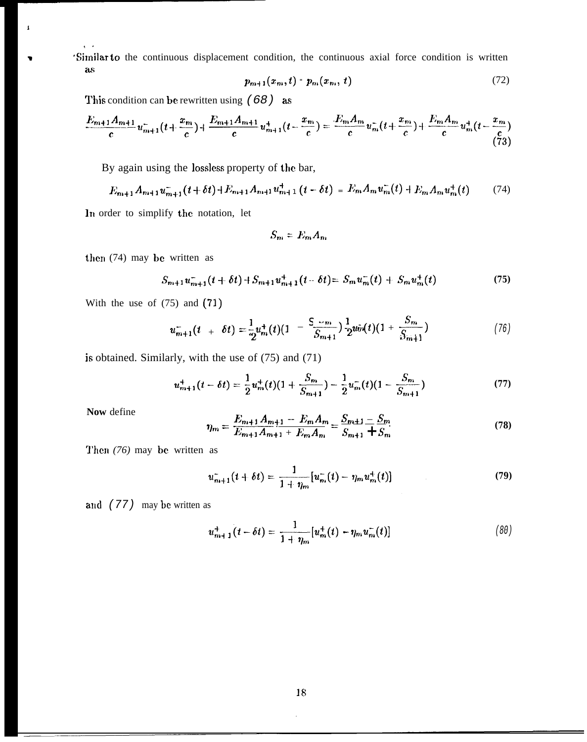Similar to the continuous displacement condition, the continuous axial force condition is written as

$$p_{m+1}(x_m, t) = p_m(x_m, t) \tag{72}$$

This condition can be rewritten using (68) as

$$\frac{E_{m+1}A_{m+1}}{c} u^-_{m+1}(t + \frac{x_m}{c}) + \frac{E_{m+1}A_{m+1}}{c} u^+_{m+1}(t - \frac{x_m}{c}) = \frac{E_m A_m}{c} u^-_m(t + \frac{x_m}{c}) + \frac{E_m A_m}{c} u^+_m(t - \frac{x_m}{c}) \tag{73}$$

By again using the lossless property of the bar,

$$E_{m+1}A_{m+1}u^-_{m+1}(t + \delta t) + E_{m+1}A_{m+1}u^+_{m+1}(t - \delta t) = E_m A_m u^-_m(t) + E_m A_m u^+_m(t) \tag{74}$$

In order to simplify the notation, let

$$S_m = E_m A_m$$

then (74) may be written as

$$S_{m+1}u^-_{m+1}(t + \delta t) + S_{m+1}u^+_{m+1}(t - \delta t) = S_m u^-_m(t) + S_m u^+_m(t) \tag{75}$$

With the use of (75) and (71)

$$u^-_{m+1}(t + \delta t) = \frac{1}{2}u^+_m(t)(1 - \frac{S_m}{S_{m+1}}) + \frac{1}{2}u^-_m(t)(1 + \frac{S_m}{S_{m+1}}) \tag{76}$$

is obtained. Similarly, with the use of (75) and (71)

$$u^+_{m+1}(t - \delta t) = \frac{1}{2}u^+_m(t)(1 + \frac{S_m}{S_{m+1}}) - \frac{1}{2}u^-_m(t)(1 - \frac{S_m}{S_{m+1}}) \tag{77}$$

Now define

$$\eta_m = \frac{E_{m+1}A_{m+1} - E_m A_m}{E_{m+1}A_{m+1} + E_m A_m} = \frac{S_{m+1} - S_m}{S_{m+1} + S_m} \tag{78}$$

Then (76) may be written as

$$u^-_{m+1}(t + \delta t) = \frac{1}{1 + \eta_m}[u^-_m(t) - \eta_m u^+_m(t)] \tag{79}$$

and (77) may be written as

$$u^+_{m+1}(t - \delta t) = \frac{1}{1 + \eta_m}[u^+_m(t) - \eta_m u^-_m(t)] \tag{80}$$